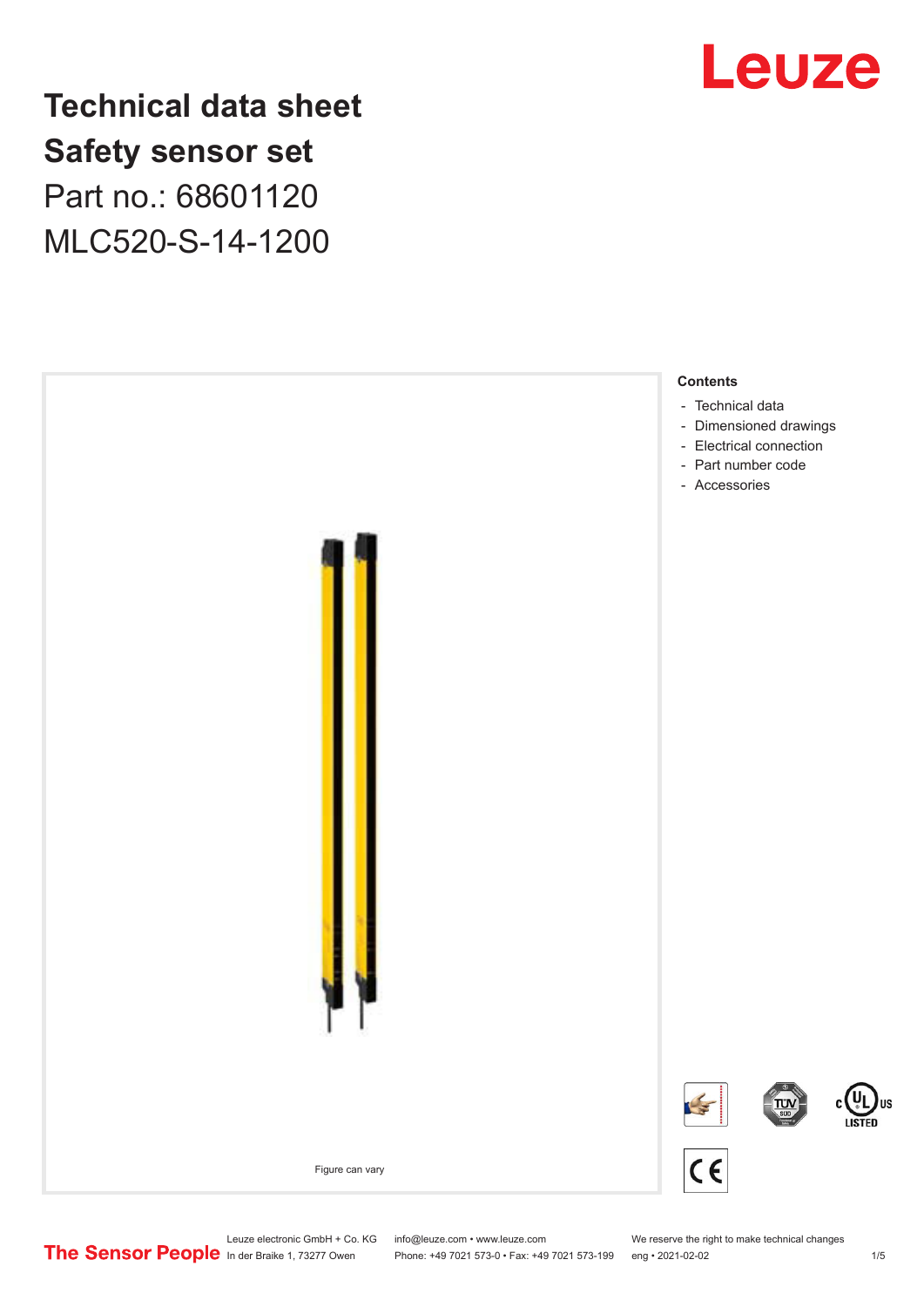# Technical data sheet

# Safety sensor set

Part no.: 68601120

MLC520-S-14-1200

Figure can vary

**Contents**

- Technical data
- Dimensioned drawings
- Electrical connection
- Part number code
- Accessories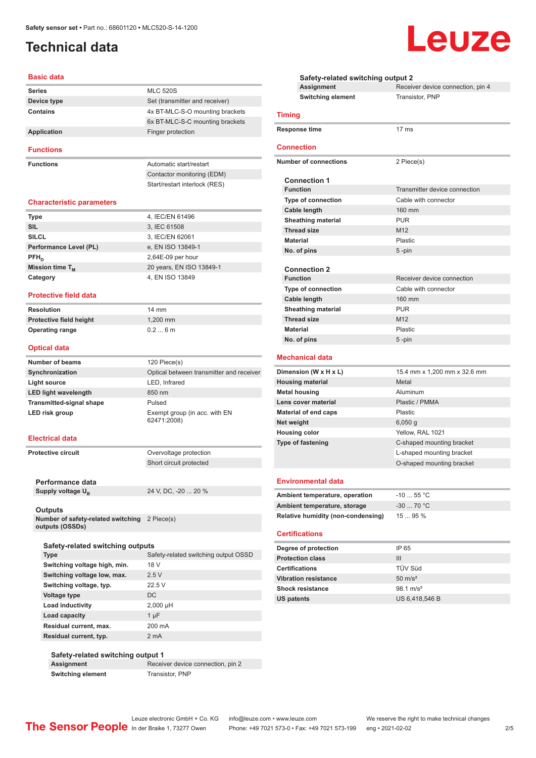# Technical data

## Basic data

| | |
|---|---|
| **Series** | MLC 520S |
| **Device type** | Set (transmitter and receiver) |
| **Contains** | 4x BT-MLC-S-O mounting brackets |
| | 6x BT-MLC-S-C mounting brackets |
| **Application** | Finger protection |

## Functions

| | |
|---|---|
| **Functions** | Automatic start/restart |
| | Contactor monitoring (EDM) |
| | Start/restart interlock (RES) |

## Characteristic parameters

| | |
|---|---|
| **Type** | 4, IEC/EN 61496 |
| **SIL** | 3, IEC 61508 |
| **SILCL** | 3, IEC/EN 62061 |
| **Performance Level (PL)** | e, EN ISO 13849-1 |
| **$PFH_D$** | 2,64E-09 per hour |
| **Mission time $T_M$** | 20 years, EN ISO 13849-1 |
| **Category** | 4, EN ISO 13849 |

## Protective field data

| | |
|---|---|
| **Resolution** | 14 mm |
| **Protective field height** | 1,200 mm |
| **Operating range** | 0.2 ... 6 m |

## Optical data

| | |
|---|---|
| **Number of beams** | 120 Piece(s) |
| **Synchronization** | Optical between transmitter and receiver |
| **Light source** | LED, Infrared |
| **LED light wavelength** | 850 nm |
| **Transmitted-signal shape** | Pulsed |
| **LED risk group** | Exempt group (in acc. with EN 62471:2008) |

## Electrical data

| | |
|---|---|
| **Protective circuit** | Overvoltage protection |
| | Short circuit protected |

### Performance data

| | |
|---|---|
| **Supply voltage $U_B$** | 24 V, DC, -20 ... 20 % |

### Outputs

| | |
|---|---|
| **Number of safety-related switching outputs (OSSDs)** | 2 Piece(s) |

#### Safety-related switching outputs

| | |
|---|---|
| **Type** | Safety-related switching output OSSD |
| **Switching voltage high, min.** | 18 V |
| **Switching voltage low, max.** | 2.5 V |
| **Switching voltage, typ.** | 22.5 V |
| **Voltage type** | DC |
| **Load inductivity** | 2,000 µH |
| **Load capacity** | 1 µF |
| **Residual current, max.** | 200 mA |
| **Residual current, typ.** | 2 mA |

#### Safety-related switching output 1

| | |
|---|---|
| **Assignment** | Receiver device connection, pin 2 |
| **Switching element** | Transistor, PNP |

#### Safety-related switching output 2

| | |
|---|---|
| **Assignment** | Receiver device connection, pin 4 |
| **Switching element** | Transistor, PNP |

## Timing

| | |
|---|---|
| **Response time** | 17 ms |

## Connection

| | |
|---|---|
| **Number of connections** | 2 Piece(s) |

### Connection 1

| | |
|---|---|
| **Function** | Transmitter device connection |
| **Type of connection** | Cable with connector |
| **Cable length** | 160 mm |
| **Sheathing material** | PUR |
| **Thread size** | M12 |
| **Material** | Plastic |
| **No. of pins** | 5 -pin |

### Connection 2

| | |
|---|---|
| **Function** | Receiver device connection |
| **Type of connection** | Cable with connector |
| **Cable length** | 160 mm |
| **Sheathing material** | PUR |
| **Thread size** | M12 |
| **Material** | Plastic |
| **No. of pins** | 5 -pin |

## Mechanical data

| | |
|---|---|
| **Dimension (W x H x L)** | 15.4 mm x 1,200 mm x 32.6 mm |
| **Housing material** | Metal |
| **Metal housing** | Aluminum |
| **Lens cover material** | Plastic / PMMA |
| **Material of end caps** | Plastic |
| **Net weight** | 6,050 g |
| **Housing color** | Yellow, RAL 1021 |
| **Type of fastening** | C-shaped mounting bracket |
| | L-shaped mounting bracket |
| | O-shaped mounting bracket |

## Environmental data

| | |
|---|---|
| **Ambient temperature, operation** | -10 ... 55 °C |
| **Ambient temperature, storage** | -30 ... 70 °C |
| **Relative humidity (non-condensing)** | 15 ... 95 % |

## Certifications

| | |
|---|---|
| **Degree of protection** | IP 65 |
| **Protection class** | III |
| **Certifications** | TÜV Süd |
| **Vibration resistance** | 50 m/s² |
| **Shock resistance** | 98.1 m/s² |
| **US patents** | US 6,418,546 B |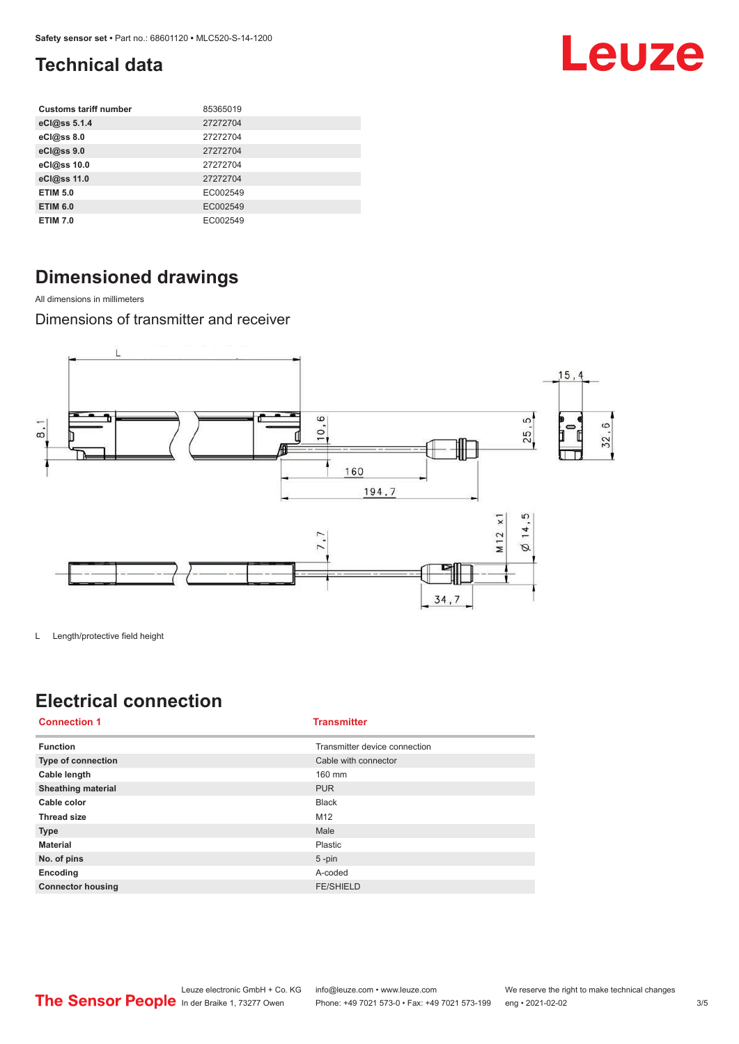# Technical data

| Customs tariff number | 85365019 |
|---|---|
| eCl@ss 5.1.4 | 27272704 |
| eCl@ss 8.0 | 27272704 |
| eCl@ss 9.0 | 27272704 |
| eCl@ss 10.0 | 27272704 |
| eCl@ss 11.0 | 27272704 |
| ETIM 5.0 | EC002549 |
| ETIM 6.0 | EC002549 |
| ETIM 7.0 | EC002549 |

# Dimensioned drawings

All dimensions in millimeters

## Dimensions of transmitter and receiver

L Length/protective field height

# Electrical connection

| Connection 1 | Transmitter |
|---|---|
| Function | Transmitter device connection |
| Type of connection | Cable with connector |
| Cable length | 160 mm |
| Sheathing material | PUR |
| Cable color | Black |
| Thread size | M12 |
| Type | Male |
| Material | Plastic |
| No. of pins | 5 -pin |
| Encoding | A-coded |
| Connector housing | FE/SHIELD |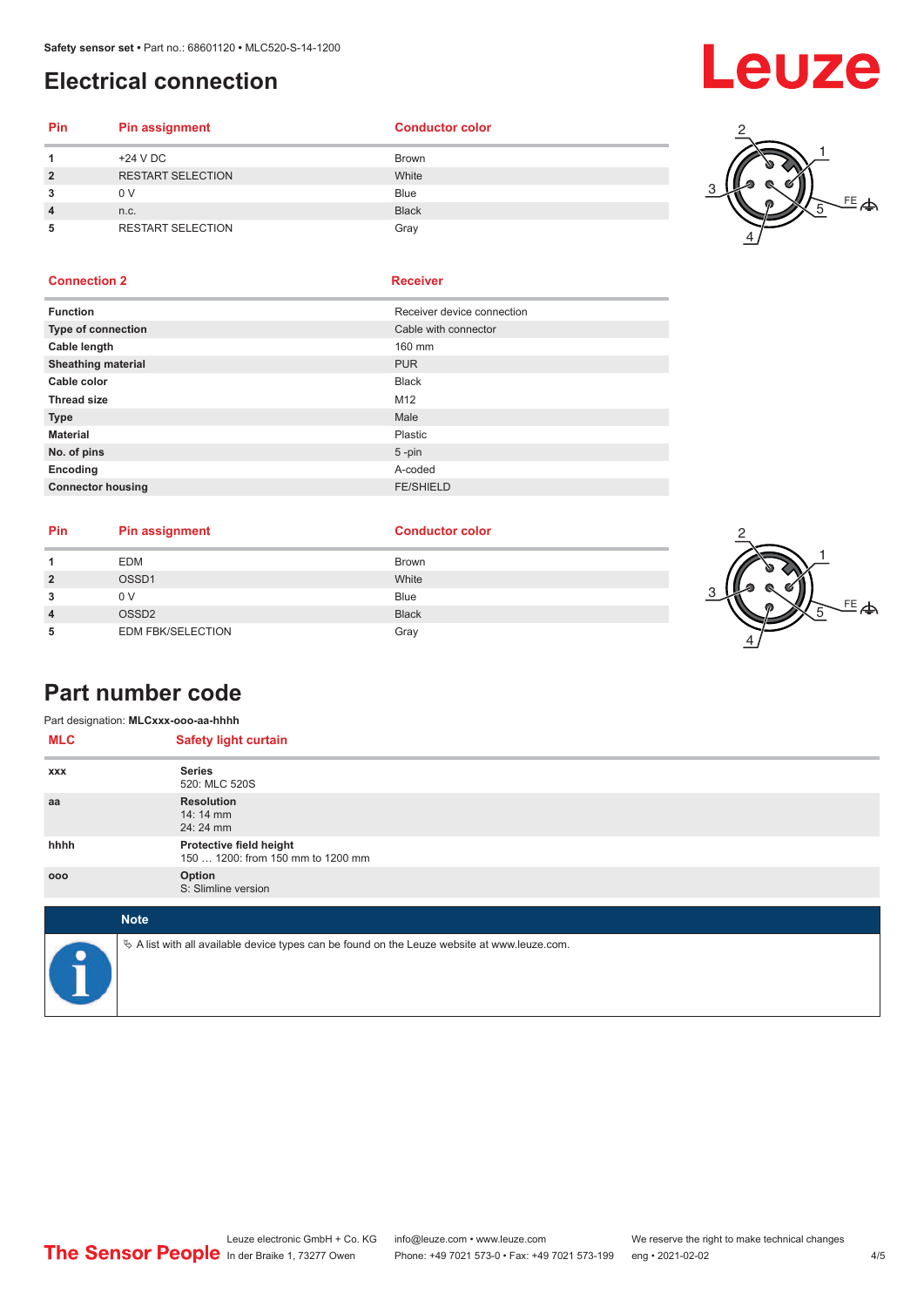# Electrical connection

| Pin | Pin assignment | Conductor color |
|---|---|---|
| 1 | +24 V DC | Brown |
| 2 | RESTART SELECTION | White |
| 3 | 0 V | Blue |
| 4 | n.c. | Black |
| 5 | RESTART SELECTION | Gray |

| Connection 2 | Receiver |
|---|---|
| **Function** | Receiver device connection |
| **Type of connection** | Cable with connector |
| **Cable length** | 160 mm |
| **Sheathing material** | PUR |
| **Cable color** | Black |
| **Thread size** | M12 |
| **Type** | Male |
| **Material** | Plastic |
| **No. of pins** | 5 -pin |
| **Encoding** | A-coded |
| **Connector housing** | FE/SHIELD |

| Pin | Pin assignment | Conductor color |
|---|---|---|
| 1 | EDM | Brown |
| 2 | OSSD1 | White |
| 3 | 0 V | Blue |
| 4 | OSSD2 | Black |
| 5 | EDM FBK/SELECTION | Gray |

# Part number code

Part designation: **MLCxxx-ooo-aa-hhhh**

| MLC | Safety light curtain |
|---|---|
| xxx | **Series**<br>520: MLC 520S |
| aa | **Resolution**<br>14: 14 mm<br>24: 24 mm |
| hhhh | **Protective field height**<br>150 … 1200: from 150 mm to 1200 mm |
| ooo | **Option**<br>S: Slimline version |

**Note**

🔖 A list with all available device types can be found on the Leuze website at www.leuze.com.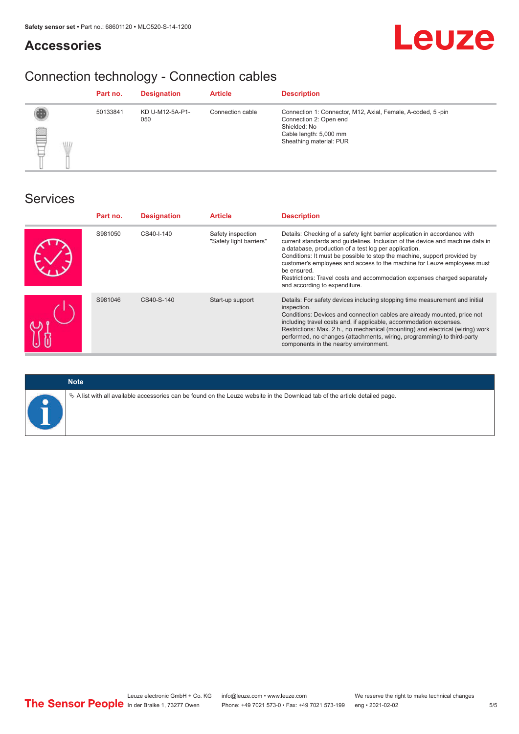## Accessories

## Connection technology - Connection cables

| | Part no. | Designation | Article | Description |
|---|---|---|---|---|
| | 50133841 | KD U-M12-5A-P1-050 | Connection cable | Connection 1: Connector, M12, Axial, Female, A-coded, 5 -pin<br>Connection 2: Open end<br>Shielded: No<br>Cable length: 5,000 mm<br>Sheathing material: PUR |

## Services

| | Part no. | Designation | Article | Description |
|---|---|---|---|---|
| | S981050 | CS40-I-140 | Safety inspection "Safety light barriers" | Details: Checking of a safety light barrier application in accordance with current standards and guidelines. Inclusion of the device and machine data in a database, production of a test log per application.<br>Conditions: It must be possible to stop the machine, support provided by customer's employees and access to the machine for Leuze employees must be ensured.<br>Restrictions: Travel costs and accommodation expenses charged separately and according to expenditure. |
| | S981046 | CS40-S-140 | Start-up support | Details: For safety devices including stopping time measurement and initial inspection.<br>Conditions: Devices and connection cables are already mounted, price not including travel costs and, if applicable, accommodation expenses.<br>Restrictions: Max. 2 h., no mechanical (mounting) and electrical (wiring) work performed, no changes (attachments, wiring, programming) to third-party components in the nearby environment. |

**Note**

↳ A list with all available accessories can be found on the Leuze website in the Download tab of the article detailed page.